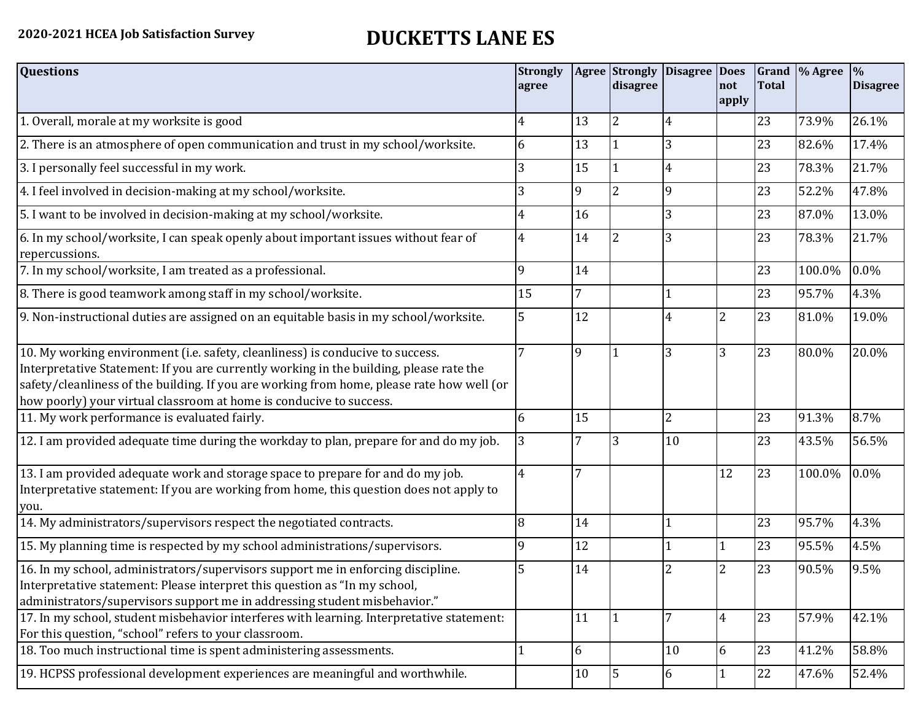**2020-2021 HCEA Job Satisfaction Survey**

# DUCKETTS LANE ES

| Questions | Strongly agree | Agree | Strongly disagree | Disagree | Does not apply | Grand Total | % Agree | % Disagree |
|---|---|---|---|---|---|---|---|---|
| 1. Overall, morale at my worksite is good | 4 | 13 | 2 | 4 | | 23 | 73.9% | 26.1% |
| 2. There is an atmosphere of open communication and trust in my school/worksite. | 6 | 13 | 1 | 3 | | 23 | 82.6% | 17.4% |
| 3. I personally feel successful in my work. | 3 | 15 | 1 | 4 | | 23 | 78.3% | 21.7% |
| 4. I feel involved in decision-making at my school/worksite. | 3 | 9 | 2 | 9 | | 23 | 52.2% | 47.8% |
| 5. I want to be involved in decision-making at my school/worksite. | 4 | 16 | | 3 | | 23 | 87.0% | 13.0% |
| 6. In my school/worksite, I can speak openly about important issues without fear of repercussions. | 4 | 14 | 2 | 3 | | 23 | 78.3% | 21.7% |
| 7. In my school/worksite, I am treated as a professional. | 9 | 14 | | | | 23 | 100.0% | 0.0% |
| 8. There is good teamwork among staff in my school/worksite. | 15 | 7 | | 1 | | 23 | 95.7% | 4.3% |
| 9. Non-instructional duties are assigned on an equitable basis in my school/worksite. | 5 | 12 | | 4 | 2 | 23 | 81.0% | 19.0% |
| 10. My working environment (i.e. safety, cleanliness) is conducive to success. Interpretative Statement: If you are currently working in the building, please rate the safety/cleanliness of the building. If you are working from home, please rate how well (or how poorly) your virtual classroom at home is conducive to success. | 7 | 9 | 1 | 3 | 3 | 23 | 80.0% | 20.0% |
| 11. My work performance is evaluated fairly. | 6 | 15 | | 2 | | 23 | 91.3% | 8.7% |
| 12. I am provided adequate time during the workday to plan, prepare for and do my job. | 3 | 7 | 3 | 10 | | 23 | 43.5% | 56.5% |
| 13. I am provided adequate work and storage space to prepare for and do my job. Interpretative statement: If you are working from home, this question does not apply to you. | 4 | 7 | | | 12 | 23 | 100.0% | 0.0% |
| 14. My administrators/supervisors respect the negotiated contracts. | 8 | 14 | | 1 | | 23 | 95.7% | 4.3% |
| 15. My planning time is respected by my school administrations/supervisors. | 9 | 12 | | 1 | 1 | 23 | 95.5% | 4.5% |
| 16. In my school, administrators/supervisors support me in enforcing discipline. Interpretative statement: Please interpret this question as "In my school, administrators/supervisors support me in addressing student misbehavior." | 5 | 14 | | 2 | 2 | 23 | 90.5% | 9.5% |
| 17. In my school, student misbehavior interferes with learning. Interpretative statement: For this question, "school" refers to your classroom. | | 11 | 1 | 7 | 4 | 23 | 57.9% | 42.1% |
| 18. Too much instructional time is spent administering assessments. | 1 | 6 | | 10 | 6 | 23 | 41.2% | 58.8% |
| 19. HCPSS professional development experiences are meaningful and worthwhile. | | 10 | 5 | 6 | 1 | 22 | 47.6% | 52.4% |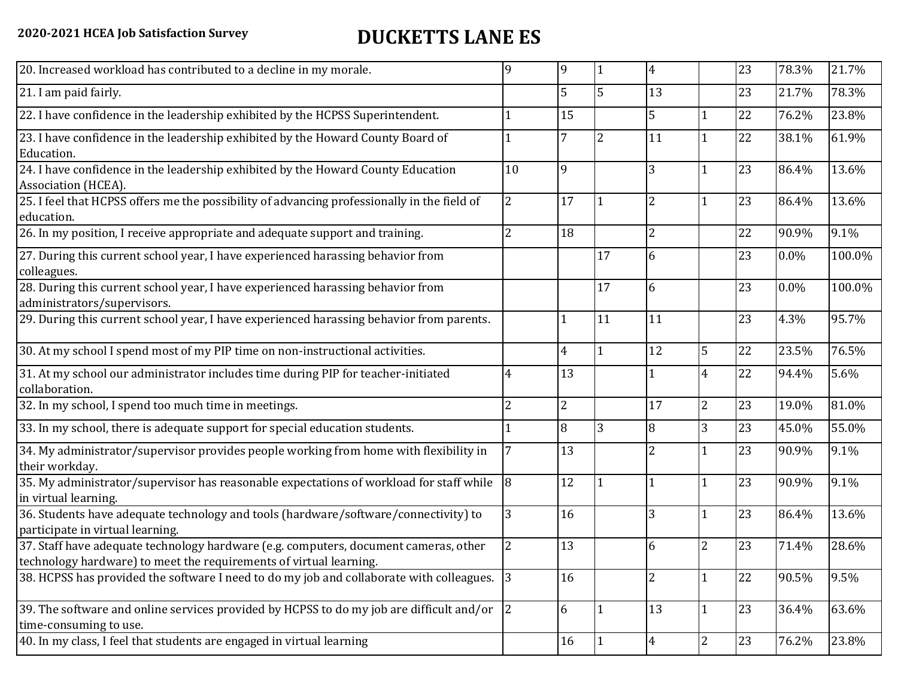**2020-2021 HCEA Job Satisfaction Survey**

# DUCKETTS LANE ES

| | | | | | | | | |
|---|---|---|---|---|---|---|---|---|
| 20. Increased workload has contributed to a decline in my morale. | 9 | 9 | 1 | 4 | | 23 | 78.3% | 21.7% |
| 21. I am paid fairly. | | 5 | 5 | 13 | | 23 | 21.7% | 78.3% |
| 22. I have confidence in the leadership exhibited by the HCPSS Superintendent. | 1 | 15 | | 5 | 1 | 22 | 76.2% | 23.8% |
| 23. I have confidence in the leadership exhibited by the Howard County Board of Education. | 1 | 7 | 2 | 11 | 1 | 22 | 38.1% | 61.9% |
| 24. I have confidence in the leadership exhibited by the Howard County Education Association (HCEA). | 10 | 9 | | 3 | 1 | 23 | 86.4% | 13.6% |
| 25. I feel that HCPSS offers me the possibility of advancing professionally in the field of education. | 2 | 17 | 1 | 2 | 1 | 23 | 86.4% | 13.6% |
| 26. In my position, I receive appropriate and adequate support and training. | 2 | 18 | | 2 | | 22 | 90.9% | 9.1% |
| 27. During this current school year, I have experienced harassing behavior from colleagues. | | | 17 | 6 | | 23 | 0.0% | 100.0% |
| 28. During this current school year, I have experienced harassing behavior from administrators/supervisors. | | | 17 | 6 | | 23 | 0.0% | 100.0% |
| 29. During this current school year, I have experienced harassing behavior from parents. | | 1 | 11 | 11 | | 23 | 4.3% | 95.7% |
| 30. At my school I spend most of my PIP time on non-instructional activities. | | 4 | 1 | 12 | 5 | 22 | 23.5% | 76.5% |
| 31. At my school our administrator includes time during PIP for teacher-initiated collaboration. | 4 | 13 | | 1 | 4 | 22 | 94.4% | 5.6% |
| 32. In my school, I spend too much time in meetings. | 2 | 2 | | 17 | 2 | 23 | 19.0% | 81.0% |
| 33. In my school, there is adequate support for special education students. | 1 | 8 | 3 | 8 | 3 | 23 | 45.0% | 55.0% |
| 34. My administrator/supervisor provides people working from home with flexibility in their workday. | 7 | 13 | | 2 | 1 | 23 | 90.9% | 9.1% |
| 35. My administrator/supervisor has reasonable expectations of workload for staff while in virtual learning. | 8 | 12 | 1 | 1 | 1 | 23 | 90.9% | 9.1% |
| 36. Students have adequate technology and tools (hardware/software/connectivity) to participate in virtual learning. | 3 | 16 | | 3 | 1 | 23 | 86.4% | 13.6% |
| 37. Staff have adequate technology hardware (e.g. computers, document cameras, other technology hardware) to meet the requirements of virtual learning. | 2 | 13 | | 6 | 2 | 23 | 71.4% | 28.6% |
| 38. HCPSS has provided the software I need to do my job and collaborate with colleagues. | 3 | 16 | | 2 | 1 | 22 | 90.5% | 9.5% |
| 39. The software and online services provided by HCPSS to do my job are difficult and/or time-consuming to use. | 2 | 6 | 1 | 13 | 1 | 23 | 36.4% | 63.6% |
| 40. In my class, I feel that students are engaged in virtual learning | | 16 | 1 | 4 | 2 | 23 | 76.2% | 23.8% |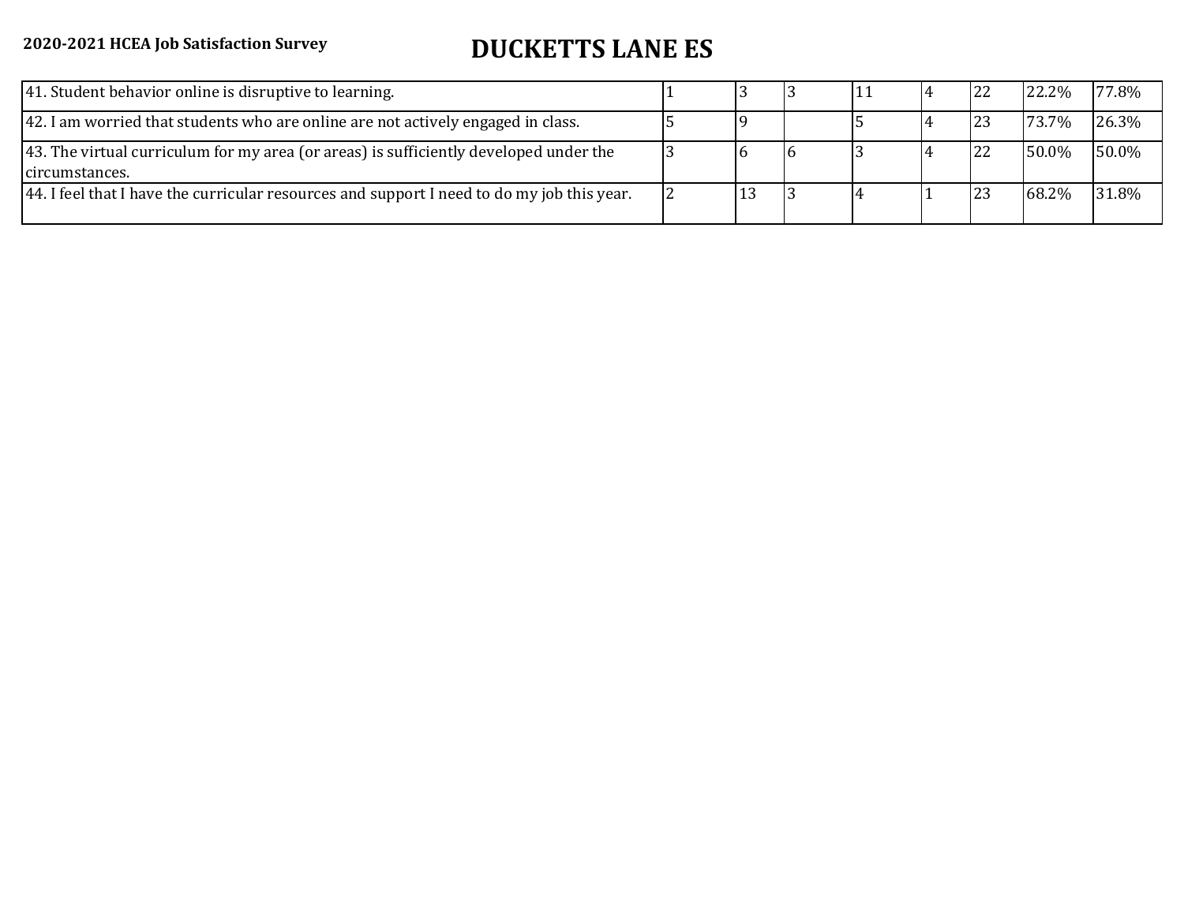**2020-2021 HCEA Job Satisfaction Survey**

# DUCKETTS LANE ES

| | | | | | | | | |
|---|---|---|---|---|---|---|---|---|
| 41. Student behavior online is disruptive to learning. | 1 | 3 | 3 | 11 | 4 | 22 | 22.2% | 77.8% |
| 42. I am worried that students who are online are not actively engaged in class. | 5 | 9 | | 5 | 4 | 23 | 73.7% | 26.3% |
| 43. The virtual curriculum for my area (or areas) is sufficiently developed under the circumstances. | 3 | 6 | 6 | 3 | 4 | 22 | 50.0% | 50.0% |
| 44. I feel that I have the curricular resources and support I need to do my job this year. | 2 | 13 | 3 | 4 | 1 | 23 | 68.2% | 31.8% |